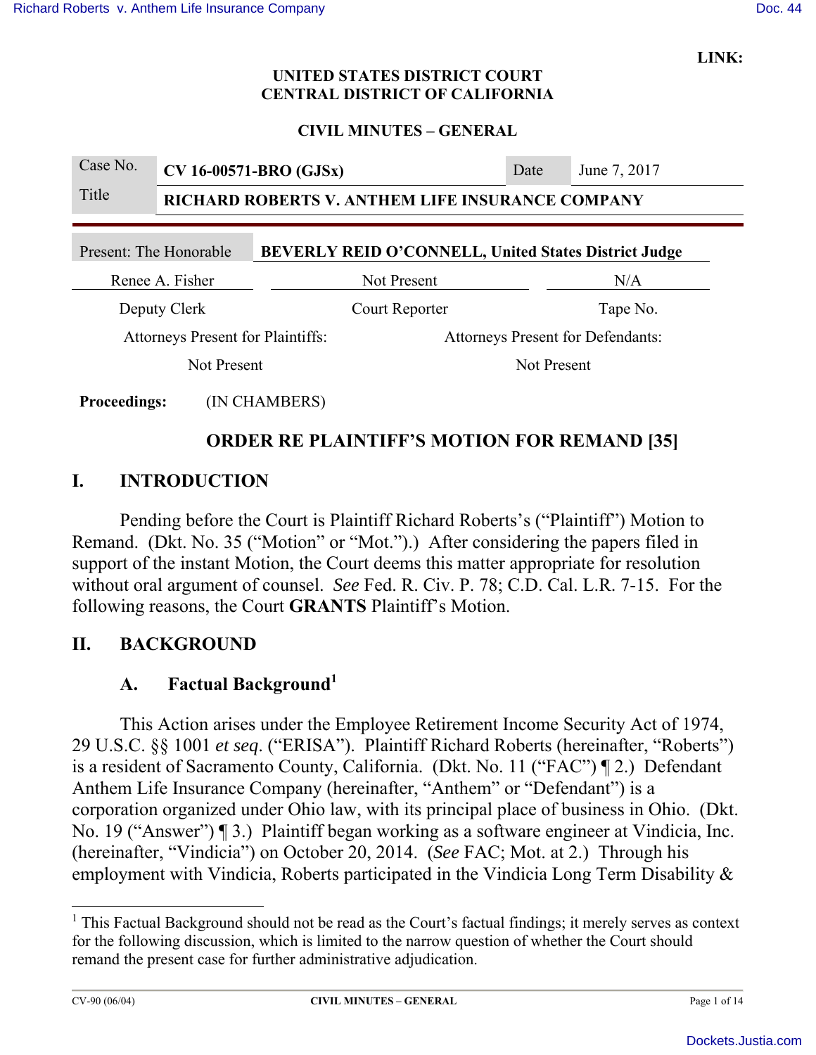**LINK:**

**UNITED STATES DISTRICT COURT**
**CENTRAL DISTRICT OF CALIFORNIA**

**CIVIL MINUTES – GENERAL**

| | | | |
|---|---|---|---|
| Case No. | **CV 16-00571-BRO (GJSx)** | Date | June 7, 2017 |
| Title | **RICHARD ROBERTS V. ANTHEM LIFE INSURANCE COMPANY** | | |

| | | |
|---|---|---|
| Present: The Honorable | **BEVERLY REID O'CONNELL, United States District Judge** | |
| Renee A. Fisher | Not Present | N/A |
| Deputy Clerk | Court Reporter | Tape No. |
| Attorneys Present for Plaintiffs: | | Attorneys Present for Defendants: |
| Not Present | | Not Present |

**Proceedings:** (IN CHAMBERS)

**ORDER RE PLAINTIFF'S MOTION FOR REMAND [35]**

## I. INTRODUCTION

Pending before the Court is Plaintiff Richard Roberts's ("Plaintiff") Motion to Remand. (Dkt. No. 35 ("Motion" or "Mot.").) After considering the papers filed in support of the instant Motion, the Court deems this matter appropriate for resolution without oral argument of counsel. *See* Fed. R. Civ. P. 78; C.D. Cal. L.R. 7-15. For the following reasons, the Court **GRANTS** Plaintiff's Motion.

## II. BACKGROUND

### A. Factual Background[1]

This Action arises under the Employee Retirement Income Security Act of 1974, 29 U.S.C. §§ 1001 *et seq*. ("ERISA"). Plaintiff Richard Roberts (hereinafter, "Roberts") is a resident of Sacramento County, California. (Dkt. No. 11 ("FAC") ¶ 2.) Defendant Anthem Life Insurance Company (hereinafter, "Anthem" or "Defendant") is a corporation organized under Ohio law, with its principal place of business in Ohio. (Dkt. No. 19 ("Answer") ¶ 3.) Plaintiff began working as a software engineer at Vindicia, Inc. (hereinafter, "Vindicia") on October 20, 2014. (*See* FAC; Mot. at 2.) Through his employment with Vindicia, Roberts participated in the Vindicia Long Term Disability &

[1] This Factual Background should not be read as the Court's factual findings; it merely serves as context for the following discussion, which is limited to the narrow question of whether the Court should remand the present case for further administrative adjudication.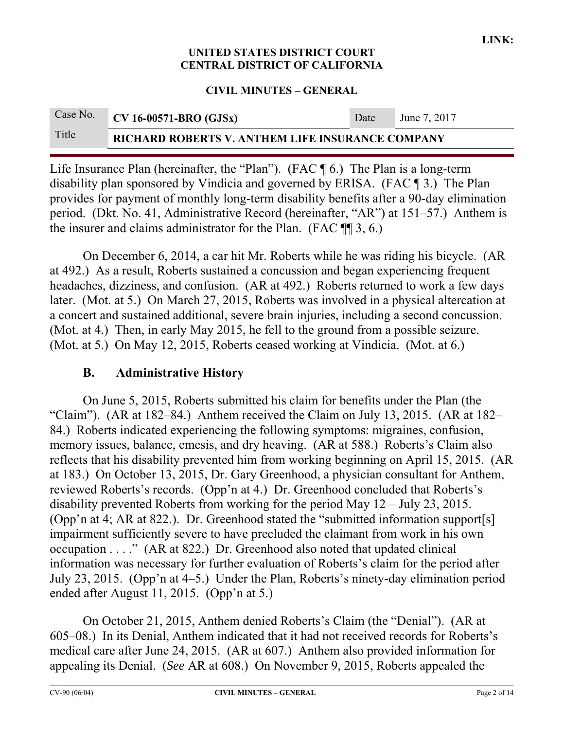Life Insurance Plan (hereinafter, the "Plan"). (FAC ¶ 6.) The Plan is a long-term disability plan sponsored by Vindicia and governed by ERISA. (FAC ¶ 3.) The Plan provides for payment of monthly long-term disability benefits after a 90-day elimination period. (Dkt. No. 41, Administrative Record (hereinafter, "AR") at 151–57.) Anthem is the insurer and claims administrator for the Plan. (FAC ¶¶ 3, 6.)

On December 6, 2014, a car hit Mr. Roberts while he was riding his bicycle. (AR at 492.) As a result, Roberts sustained a concussion and began experiencing frequent headaches, dizziness, and confusion. (AR at 492.) Roberts returned to work a few days later. (Mot. at 5.) On March 27, 2015, Roberts was involved in a physical altercation at a concert and sustained additional, severe brain injuries, including a second concussion. (Mot. at 4.) Then, in early May 2015, he fell to the ground from a possible seizure. (Mot. at 5.) On May 12, 2015, Roberts ceased working at Vindicia. (Mot. at 6.)

### B. Administrative History

On June 5, 2015, Roberts submitted his claim for benefits under the Plan (the "Claim"). (AR at 182–84.) Anthem received the Claim on July 13, 2015. (AR at 182–84.) Roberts indicated experiencing the following symptoms: migraines, confusion, memory issues, balance, emesis, and dry heaving. (AR at 588.) Roberts's Claim also reflects that his disability prevented him from working beginning on April 15, 2015. (AR at 183.) On October 13, 2015, Dr. Gary Greenhood, a physician consultant for Anthem, reviewed Roberts's records. (Opp'n at 4.) Dr. Greenhood concluded that Roberts's disability prevented Roberts from working for the period May 12 – July 23, 2015. (Opp'n at 4; AR at 822.). Dr. Greenhood stated the "submitted information support[s] impairment sufficiently severe to have precluded the claimant from work in his own occupation . . . ." (AR at 822.) Dr. Greenhood also noted that updated clinical information was necessary for further evaluation of Roberts's claim for the period after July 23, 2015. (Opp'n at 4–5.) Under the Plan, Roberts's ninety-day elimination period ended after August 11, 2015. (Opp'n at 5.)

On October 21, 2015, Anthem denied Roberts's Claim (the "Denial"). (AR at 605–08.) In its Denial, Anthem indicated that it had not received records for Roberts's medical care after June 24, 2015. (AR at 607.) Anthem also provided information for appealing its Denial. (*See* AR at 608.) On November 9, 2015, Roberts appealed the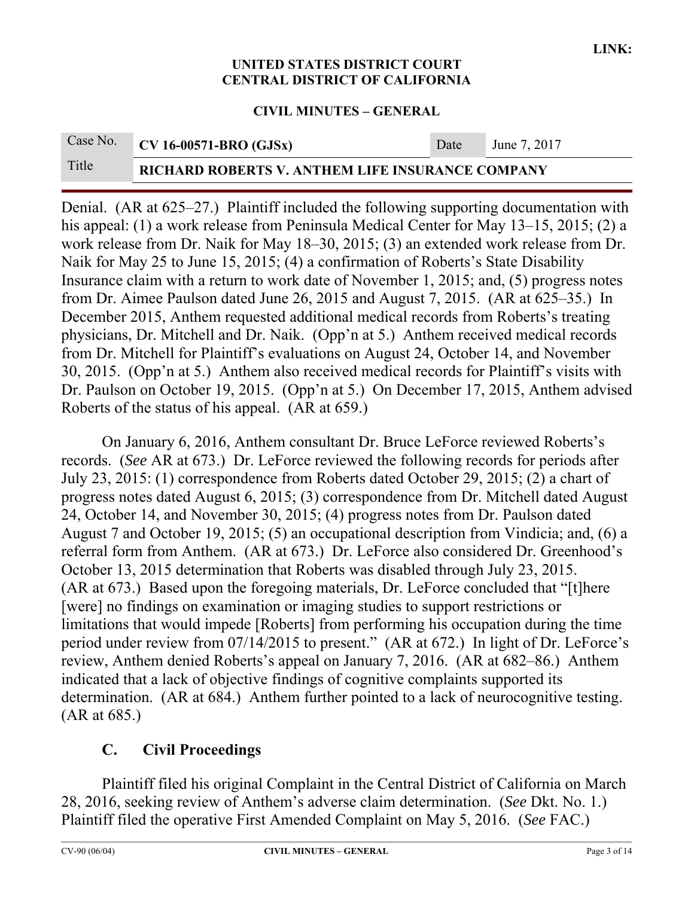Denial. (AR at 625–27.) Plaintiff included the following supporting documentation with his appeal: (1) a work release from Peninsula Medical Center for May 13–15, 2015; (2) a work release from Dr. Naik for May 18–30, 2015; (3) an extended work release from Dr. Naik for May 25 to June 15, 2015; (4) a confirmation of Roberts's State Disability Insurance claim with a return to work date of November 1, 2015; and, (5) progress notes from Dr. Aimee Paulson dated June 26, 2015 and August 7, 2015. (AR at 625–35.) In December 2015, Anthem requested additional medical records from Roberts's treating physicians, Dr. Mitchell and Dr. Naik. (Opp'n at 5.) Anthem received medical records from Dr. Mitchell for Plaintiff's evaluations on August 24, October 14, and November 30, 2015. (Opp'n at 5.) Anthem also received medical records for Plaintiff's visits with Dr. Paulson on October 19, 2015. (Opp'n at 5.) On December 17, 2015, Anthem advised Roberts of the status of his appeal. (AR at 659.)

On January 6, 2016, Anthem consultant Dr. Bruce LeForce reviewed Roberts's records. (*See* AR at 673.) Dr. LeForce reviewed the following records for periods after July 23, 2015: (1) correspondence from Roberts dated October 29, 2015; (2) a chart of progress notes dated August 6, 2015; (3) correspondence from Dr. Mitchell dated August 24, October 14, and November 30, 2015; (4) progress notes from Dr. Paulson dated August 7 and October 19, 2015; (5) an occupational description from Vindicia; and, (6) a referral form from Anthem. (AR at 673.) Dr. LeForce also considered Dr. Greenhood's October 13, 2015 determination that Roberts was disabled through July 23, 2015. (AR at 673.) Based upon the foregoing materials, Dr. LeForce concluded that "[t]here [were] no findings on examination or imaging studies to support restrictions or limitations that would impede [Roberts] from performing his occupation during the time period under review from 07/14/2015 to present." (AR at 672.) In light of Dr. LeForce's review, Anthem denied Roberts's appeal on January 7, 2016. (AR at 682–86.) Anthem indicated that a lack of objective findings of cognitive complaints supported its determination. (AR at 684.) Anthem further pointed to a lack of neurocognitive testing. (AR at 685.)

### C. Civil Proceedings

Plaintiff filed his original Complaint in the Central District of California on March 28, 2016, seeking review of Anthem's adverse claim determination. (*See* Dkt. No. 1.) Plaintiff filed the operative First Amended Complaint on May 5, 2016. (*See* FAC.)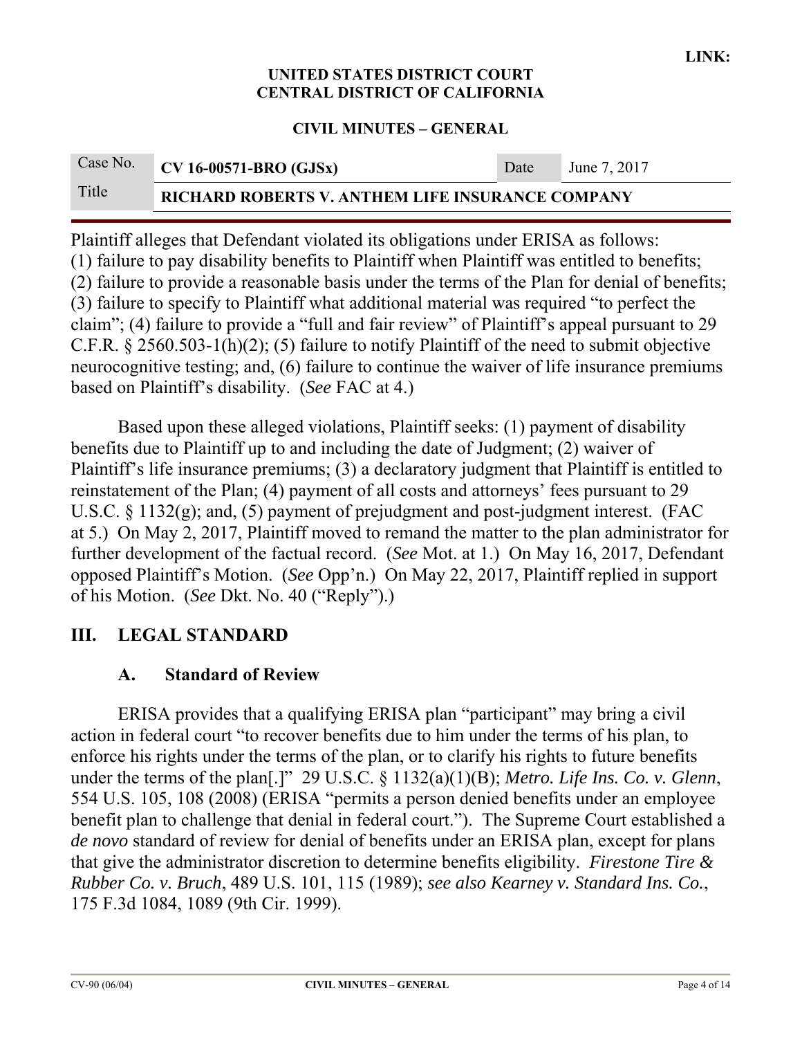Plaintiff alleges that Defendant violated its obligations under ERISA as follows: (1) failure to pay disability benefits to Plaintiff when Plaintiff was entitled to benefits; (2) failure to provide a reasonable basis under the terms of the Plan for denial of benefits; (3) failure to specify to Plaintiff what additional material was required "to perfect the claim"; (4) failure to provide a "full and fair review" of Plaintiff's appeal pursuant to 29 C.F.R. § 2560.503-1(h)(2); (5) failure to notify Plaintiff of the need to submit objective neurocognitive testing; and, (6) failure to continue the waiver of life insurance premiums based on Plaintiff's disability. (*See* FAC at 4.)

Based upon these alleged violations, Plaintiff seeks: (1) payment of disability benefits due to Plaintiff up to and including the date of Judgment; (2) waiver of Plaintiff's life insurance premiums; (3) a declaratory judgment that Plaintiff is entitled to reinstatement of the Plan; (4) payment of all costs and attorneys' fees pursuant to 29 U.S.C. § 1132(g); and, (5) payment of prejudgment and post-judgment interest. (FAC at 5.) On May 2, 2017, Plaintiff moved to remand the matter to the plan administrator for further development of the factual record. (*See* Mot. at 1.) On May 16, 2017, Defendant opposed Plaintiff's Motion. (*See* Opp'n.) On May 22, 2017, Plaintiff replied in support of his Motion. (*See* Dkt. No. 40 ("Reply").)

## III. LEGAL STANDARD

### A. Standard of Review

ERISA provides that a qualifying ERISA plan "participant" may bring a civil action in federal court "to recover benefits due to him under the terms of his plan, to enforce his rights under the terms of the plan, or to clarify his rights to future benefits under the terms of the plan[.]" 29 U.S.C. § 1132(a)(1)(B); *Metro. Life Ins. Co. v. Glenn*, 554 U.S. 105, 108 (2008) (ERISA "permits a person denied benefits under an employee benefit plan to challenge that denial in federal court."). The Supreme Court established a *de novo* standard of review for denial of benefits under an ERISA plan, except for plans that give the administrator discretion to determine benefits eligibility. *Firestone Tire & Rubber Co. v. Bruch*, 489 U.S. 101, 115 (1989); *see also Kearney v. Standard Ins. Co.*, 175 F.3d 1084, 1089 (9th Cir. 1999).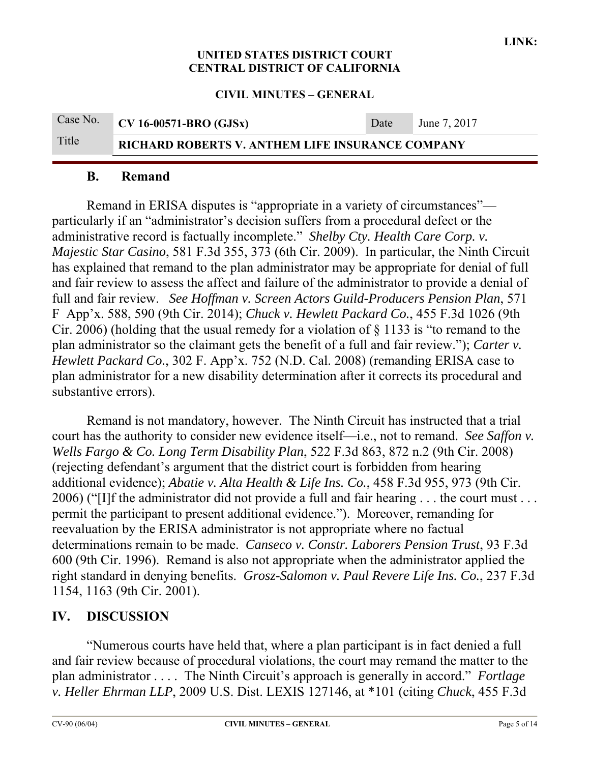### B. Remand

Remand in ERISA disputes is "appropriate in a variety of circumstances"—particularly if an "administrator's decision suffers from a procedural defect or the administrative record is factually incomplete." *Shelby Cty. Health Care Corp. v. Majestic Star Casino*, 581 F.3d 355, 373 (6th Cir. 2009). In particular, the Ninth Circuit has explained that remand to the plan administrator may be appropriate for denial of full and fair review to assess the affect and failure of the administrator to provide a denial of full and fair review. *See Hoffman v. Screen Actors Guild-Producers Pension Plan*, 571 F App'x. 588, 590 (9th Cir. 2014); *Chuck v. Hewlett Packard Co.*, 455 F.3d 1026 (9th Cir. 2006) (holding that the usual remedy for a violation of § 1133 is "to remand to the plan administrator so the claimant gets the benefit of a full and fair review."); *Carter v. Hewlett Packard Co.*, 302 F. App'x. 752 (N.D. Cal. 2008) (remanding ERISA case to plan administrator for a new disability determination after it corrects its procedural and substantive errors).

Remand is not mandatory, however. The Ninth Circuit has instructed that a trial court has the authority to consider new evidence itself—i.e., not to remand. *See Saffon v. Wells Fargo & Co. Long Term Disability Plan*, 522 F.3d 863, 872 n.2 (9th Cir. 2008) (rejecting defendant's argument that the district court is forbidden from hearing additional evidence); *Abatie v. Alta Health & Life Ins. Co.*, 458 F.3d 955, 973 (9th Cir. 2006) ("[I]f the administrator did not provide a full and fair hearing . . . the court must . . . permit the participant to present additional evidence."). Moreover, remanding for reevaluation by the ERISA administrator is not appropriate where no factual determinations remain to be made. *Canseco v. Constr. Laborers Pension Trust*, 93 F.3d 600 (9th Cir. 1996). Remand is also not appropriate when the administrator applied the right standard in denying benefits. *Grosz-Salomon v. Paul Revere Life Ins. Co.*, 237 F.3d 1154, 1163 (9th Cir. 2001).

## IV. DISCUSSION

"Numerous courts have held that, where a plan participant is in fact denied a full and fair review because of procedural violations, the court may remand the matter to the plan administrator . . . . The Ninth Circuit's approach is generally in accord." *Fortlage v. Heller Ehrman LLP*, 2009 U.S. Dist. LEXIS 127146, at *101 (citing *Chuck*, 455 F.3d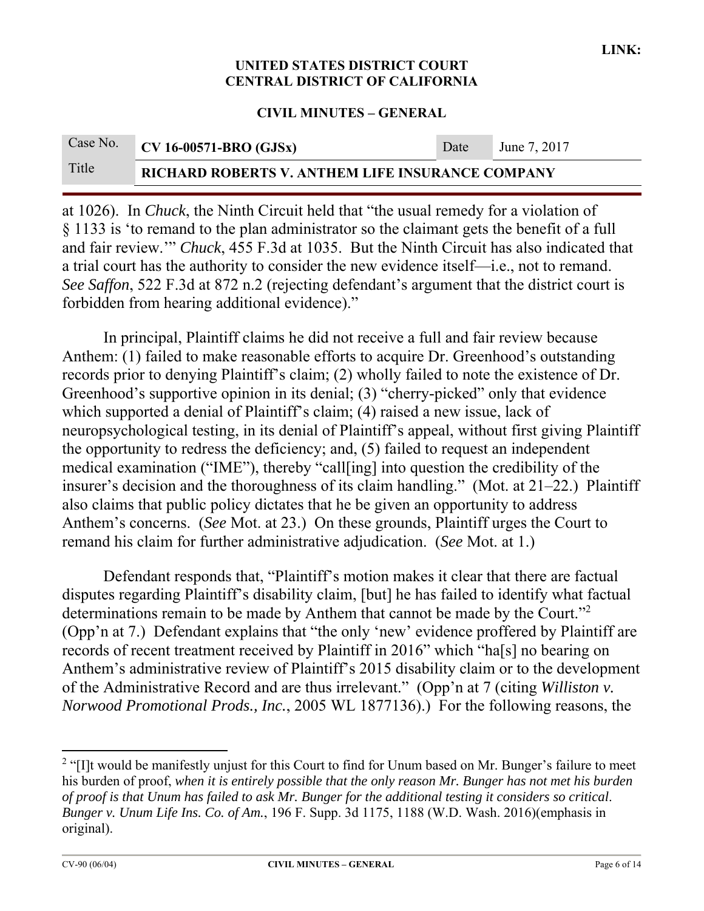at 1026). In *Chuck*, the Ninth Circuit held that "the usual remedy for a violation of § 1133 is 'to remand to the plan administrator so the claimant gets the benefit of a full and fair review.'" *Chuck*, 455 F.3d at 1035. But the Ninth Circuit has also indicated that a trial court has the authority to consider the new evidence itself—i.e., not to remand. *See Saffon*, 522 F.3d at 872 n.2 (rejecting defendant's argument that the district court is forbidden from hearing additional evidence)."

In principal, Plaintiff claims he did not receive a full and fair review because Anthem: (1) failed to make reasonable efforts to acquire Dr. Greenhood's outstanding records prior to denying Plaintiff's claim; (2) wholly failed to note the existence of Dr. Greenhood's supportive opinion in its denial; (3) "cherry-picked" only that evidence which supported a denial of Plaintiff's claim; (4) raised a new issue, lack of neuropsychological testing, in its denial of Plaintiff's appeal, without first giving Plaintiff the opportunity to redress the deficiency; and, (5) failed to request an independent medical examination ("IME"), thereby "call[ing] into question the credibility of the insurer's decision and the thoroughness of its claim handling." (Mot. at 21–22.) Plaintiff also claims that public policy dictates that he be given an opportunity to address Anthem's concerns. (*See* Mot. at 23.) On these grounds, Plaintiff urges the Court to remand his claim for further administrative adjudication. (*See* Mot. at 1.)

Defendant responds that, "Plaintiff's motion makes it clear that there are factual disputes regarding Plaintiff's disability claim, [but] he has failed to identify what factual determinations remain to be made by Anthem that cannot be made by the Court."[2] (Opp'n at 7.) Defendant explains that "the only 'new' evidence proffered by Plaintiff are records of recent treatment received by Plaintiff in 2016" which "ha[s] no bearing on Anthem's administrative review of Plaintiff's 2015 disability claim or to the development of the Administrative Record and are thus irrelevant." (Opp'n at 7 (citing *Williston v. Norwood Promotional Prods., Inc.*, 2005 WL 1877136).) For the following reasons, the

---

[2] "[I]t would be manifestly unjust for this Court to find for Unum based on Mr. Bunger's failure to meet his burden of proof, *when it is entirely possible that the only reason Mr. Bunger has not met his burden of proof is that Unum has failed to ask Mr. Bunger for the additional testing it considers so critical*. *Bunger v. Unum Life Ins. Co. of Am.*, 196 F. Supp. 3d 1175, 1188 (W.D. Wash. 2016)(emphasis in original).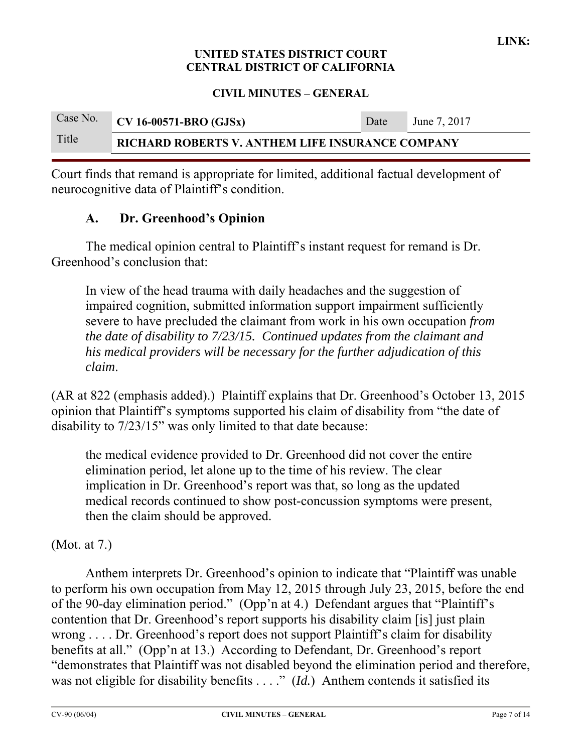Court finds that remand is appropriate for limited, additional factual development of neurocognitive data of Plaintiff's condition.

### A. Dr. Greenhood's Opinion

The medical opinion central to Plaintiff's instant request for remand is Dr. Greenhood's conclusion that:

> In view of the head trauma with daily headaches and the suggestion of impaired cognition, submitted information support impairment sufficiently severe to have precluded the claimant from work in his own occupation *from the date of disability to 7/23/15. Continued updates from the claimant and his medical providers will be necessary for the further adjudication of this claim*.

(AR at 822 (emphasis added).) Plaintiff explains that Dr. Greenhood's October 13, 2015 opinion that Plaintiff's symptoms supported his claim of disability from "the date of disability to 7/23/15" was only limited to that date because:

> the medical evidence provided to Dr. Greenhood did not cover the entire elimination period, let alone up to the time of his review. The clear implication in Dr. Greenhood's report was that, so long as the updated medical records continued to show post-concussion symptoms were present, then the claim should be approved.

(Mot. at 7.)

Anthem interprets Dr. Greenhood's opinion to indicate that "Plaintiff was unable to perform his own occupation from May 12, 2015 through July 23, 2015, before the end of the 90-day elimination period." (Opp'n at 4.) Defendant argues that "Plaintiff's contention that Dr. Greenhood's report supports his disability claim [is] just plain wrong . . . . Dr. Greenhood's report does not support Plaintiff's claim for disability benefits at all." (Opp'n at 13.) According to Defendant, Dr. Greenhood's report "demonstrates that Plaintiff was not disabled beyond the elimination period and therefore, was not eligible for disability benefits . . . ." (*Id.*) Anthem contends it satisfied its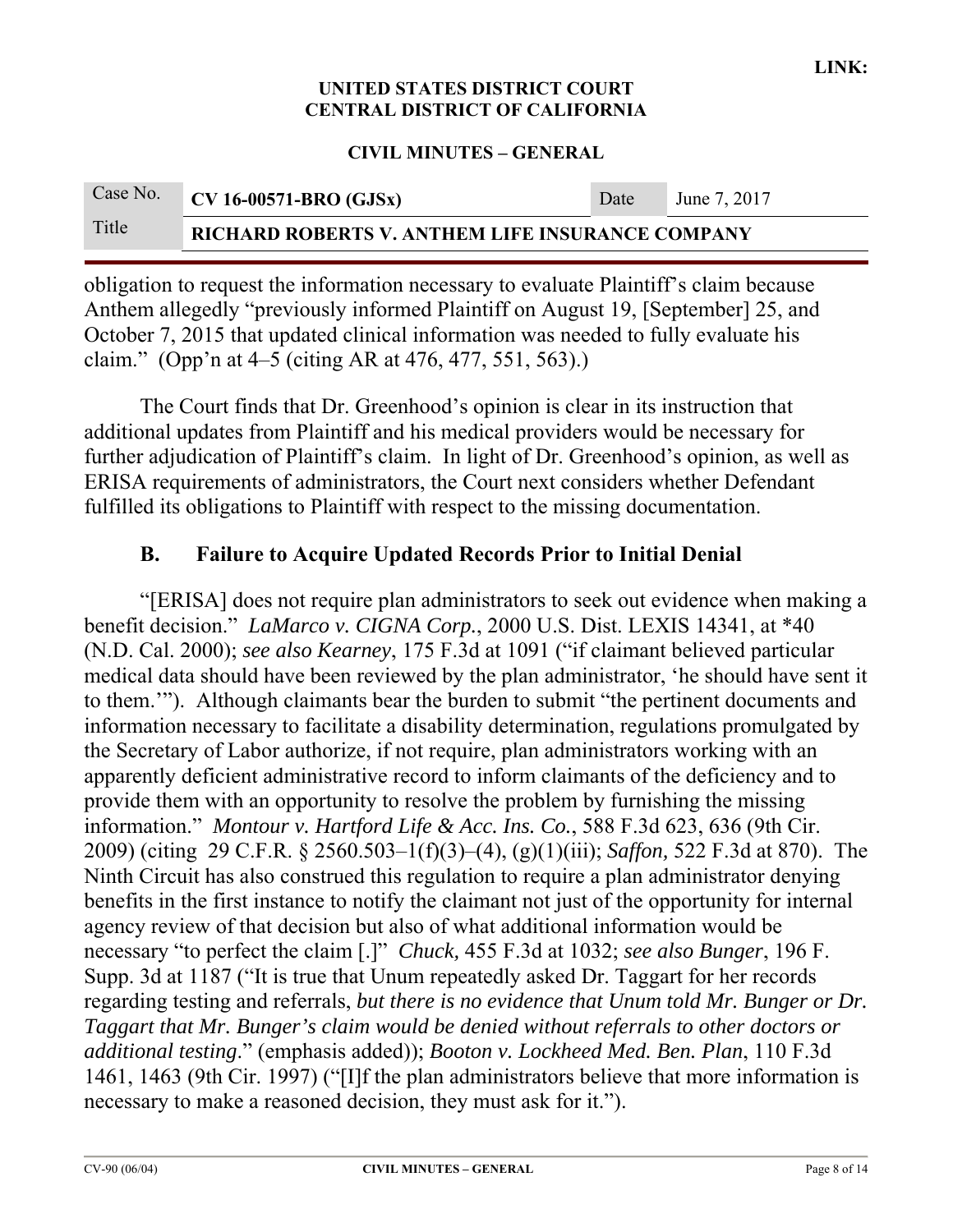obligation to request the information necessary to evaluate Plaintiff's claim because Anthem allegedly "previously informed Plaintiff on August 19, [September] 25, and October 7, 2015 that updated clinical information was needed to fully evaluate his claim." (Opp'n at 4–5 (citing AR at 476, 477, 551, 563).)

The Court finds that Dr. Greenhood's opinion is clear in its instruction that additional updates from Plaintiff and his medical providers would be necessary for further adjudication of Plaintiff's claim. In light of Dr. Greenhood's opinion, as well as ERISA requirements of administrators, the Court next considers whether Defendant fulfilled its obligations to Plaintiff with respect to the missing documentation.

### B. Failure to Acquire Updated Records Prior to Initial Denial

"[ERISA] does not require plan administrators to seek out evidence when making a benefit decision." *LaMarco v. CIGNA Corp.*, 2000 U.S. Dist. LEXIS 14341, at *40 (N.D. Cal. 2000); *see also Kearney*, 175 F.3d at 1091 ("if claimant believed particular medical data should have been reviewed by the plan administrator, 'he should have sent it to them.'"). Although claimants bear the burden to submit "the pertinent documents and information necessary to facilitate a disability determination, regulations promulgated by the Secretary of Labor authorize, if not require, plan administrators working with an apparently deficient administrative record to inform claimants of the deficiency and to provide them with an opportunity to resolve the problem by furnishing the missing information." *Montour v. Hartford Life & Acc. Ins. Co.*, 588 F.3d 623, 636 (9th Cir. 2009) (citing 29 C.F.R. § 2560.503–1(f)(3)–(4), (g)(1)(iii); *Saffon,* 522 F.3d at 870). The Ninth Circuit has also construed this regulation to require a plan administrator denying benefits in the first instance to notify the claimant not just of the opportunity for internal agency review of that decision but also of what additional information would be necessary "to perfect the claim [.]" *Chuck,* 455 F.3d at 1032; *see also Bunger*, 196 F. Supp. 3d at 1187 ("It is true that Unum repeatedly asked Dr. Taggart for her records regarding testing and referrals, *but there is no evidence that Unum told Mr. Bunger or Dr. Taggart that Mr. Bunger's claim would be denied without referrals to other doctors or additional testing*." (emphasis added)); *Booton v. Lockheed Med. Ben. Plan*, 110 F.3d 1461, 1463 (9th Cir. 1997) ("[I]f the plan administrators believe that more information is necessary to make a reasoned decision, they must ask for it.").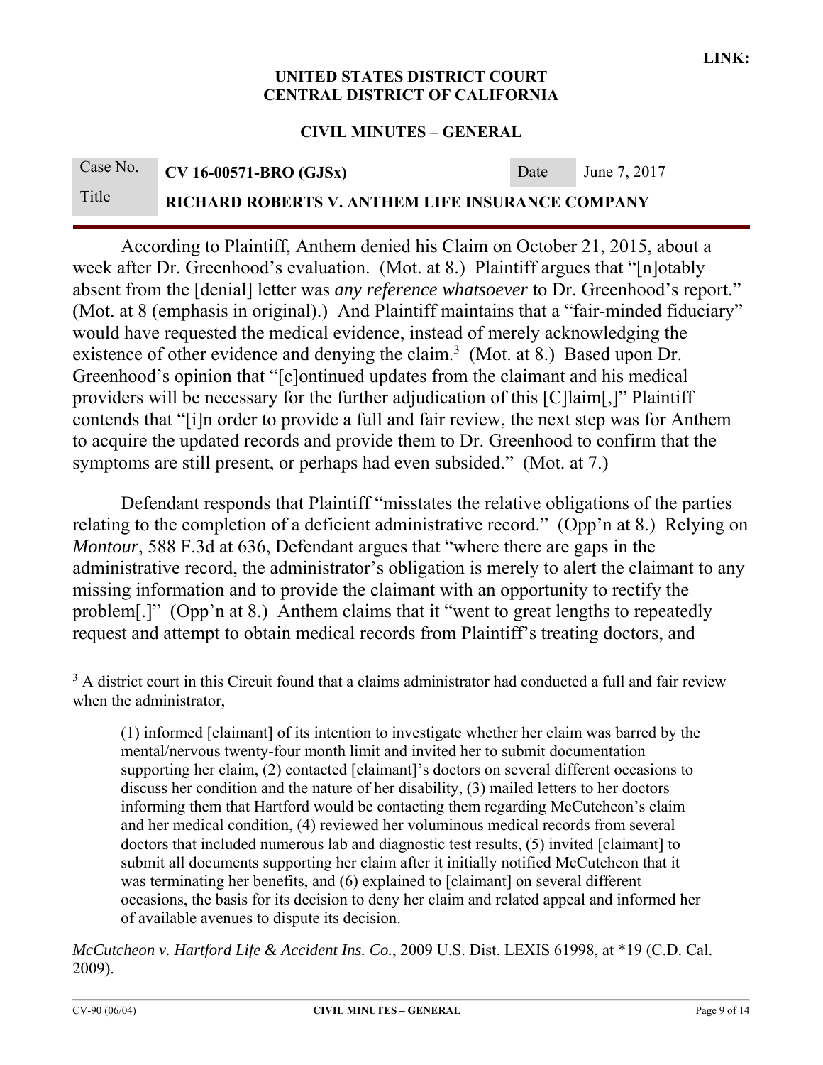According to Plaintiff, Anthem denied his Claim on October 21, 2015, about a week after Dr. Greenhood's evaluation. (Mot. at 8.) Plaintiff argues that "[n]otably absent from the [denial] letter was *any reference whatsoever* to Dr. Greenhood's report." (Mot. at 8 (emphasis in original).) And Plaintiff maintains that a "fair-minded fiduciary" would have requested the medical evidence, instead of merely acknowledging the existence of other evidence and denying the claim.[3] (Mot. at 8.) Based upon Dr. Greenhood's opinion that "[c]ontinued updates from the claimant and his medical providers will be necessary for the further adjudication of this [C]laim[,]" Plaintiff contends that "[i]n order to provide a full and fair review, the next step was for Anthem to acquire the updated records and provide them to Dr. Greenhood to confirm that the symptoms are still present, or perhaps had even subsided." (Mot. at 7.)

Defendant responds that Plaintiff "misstates the relative obligations of the parties relating to the completion of a deficient administrative record." (Opp'n at 8.) Relying on *Montour*, 588 F.3d at 636, Defendant argues that "where there are gaps in the administrative record, the administrator's obligation is merely to alert the claimant to any missing information and to provide the claimant with an opportunity to rectify the problem[.]" (Opp'n at 8.) Anthem claims that it "went to great lengths to repeatedly request and attempt to obtain medical records from Plaintiff's treating doctors, and

---

[3] A district court in this Circuit found that a claims administrator had conducted a full and fair review when the administrator,

> (1) informed [claimant] of its intention to investigate whether her claim was barred by the mental/nervous twenty-four month limit and invited her to submit documentation supporting her claim, (2) contacted [claimant]'s doctors on several different occasions to discuss her condition and the nature of her disability, (3) mailed letters to her doctors informing them that Hartford would be contacting them regarding McCutcheon's claim and her medical condition, (4) reviewed her voluminous medical records from several doctors that included numerous lab and diagnostic test results, (5) invited [claimant] to submit all documents supporting her claim after it initially notified McCutcheon that it was terminating her benefits, and (6) explained to [claimant] on several different occasions, the basis for its decision to deny her claim and related appeal and informed her of available avenues to dispute its decision.

*McCutcheon v. Hartford Life & Accident Ins. Co.*, 2009 U.S. Dist. LEXIS 61998, at *19 (C.D. Cal. 2009).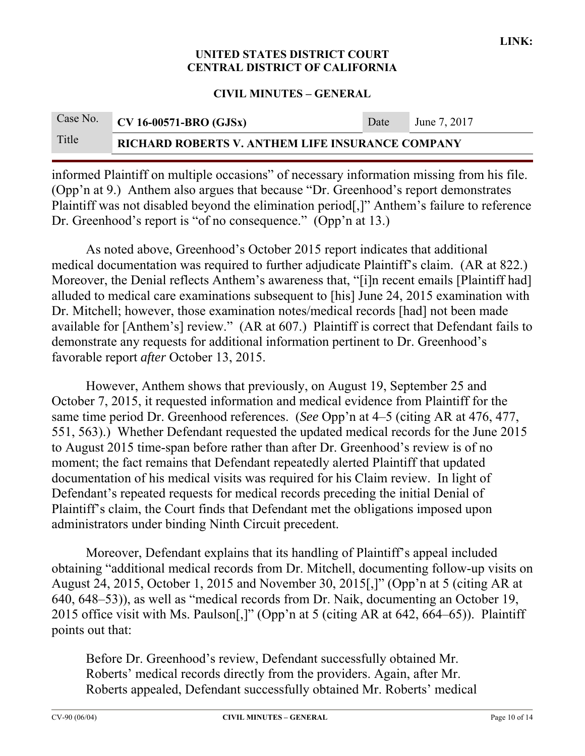informed Plaintiff on multiple occasions" of necessary information missing from his file. (Opp'n at 9.) Anthem also argues that because "Dr. Greenhood's report demonstrates Plaintiff was not disabled beyond the elimination period[,]" Anthem's failure to reference Dr. Greenhood's report is "of no consequence." (Opp'n at 13.)

As noted above, Greenhood's October 2015 report indicates that additional medical documentation was required to further adjudicate Plaintiff's claim. (AR at 822.) Moreover, the Denial reflects Anthem's awareness that, "[i]n recent emails [Plaintiff had] alluded to medical care examinations subsequent to [his] June 24, 2015 examination with Dr. Mitchell; however, those examination notes/medical records [had] not been made available for [Anthem's] review." (AR at 607.) Plaintiff is correct that Defendant fails to demonstrate any requests for additional information pertinent to Dr. Greenhood's favorable report *after* October 13, 2015.

However, Anthem shows that previously, on August 19, September 25 and October 7, 2015, it requested information and medical evidence from Plaintiff for the same time period Dr. Greenhood references. (*See* Opp'n at 4–5 (citing AR at 476, 477, 551, 563).) Whether Defendant requested the updated medical records for the June 2015 to August 2015 time-span before rather than after Dr. Greenhood's review is of no moment; the fact remains that Defendant repeatedly alerted Plaintiff that updated documentation of his medical visits was required for his Claim review. In light of Defendant's repeated requests for medical records preceding the initial Denial of Plaintiff's claim, the Court finds that Defendant met the obligations imposed upon administrators under binding Ninth Circuit precedent.

Moreover, Defendant explains that its handling of Plaintiff's appeal included obtaining "additional medical records from Dr. Mitchell, documenting follow-up visits on August 24, 2015, October 1, 2015 and November 30, 2015[,]" (Opp'n at 5 (citing AR at 640, 648–53)), as well as "medical records from Dr. Naik, documenting an October 19, 2015 office visit with Ms. Paulson[,]" (Opp'n at 5 (citing AR at 642, 664–65)). Plaintiff points out that:

> Before Dr. Greenhood's review, Defendant successfully obtained Mr. Roberts' medical records directly from the providers. Again, after Mr. Roberts appealed, Defendant successfully obtained Mr. Roberts' medical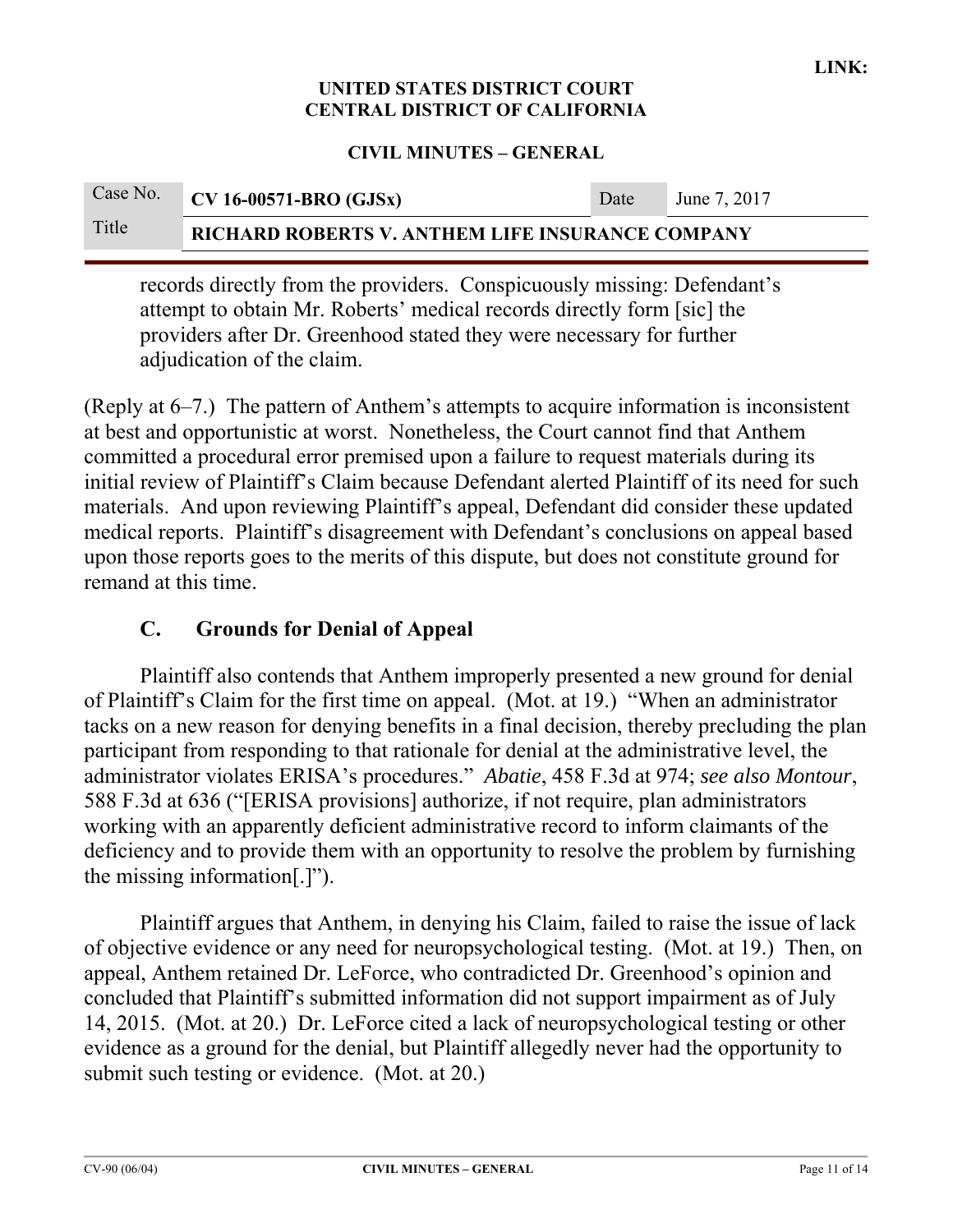> records directly from the providers. Conspicuously missing: Defendant's attempt to obtain Mr. Roberts' medical records directly form [sic] the providers after Dr. Greenhood stated they were necessary for further adjudication of the claim.

(Reply at 6–7.) The pattern of Anthem's attempts to acquire information is inconsistent at best and opportunistic at worst. Nonetheless, the Court cannot find that Anthem committed a procedural error premised upon a failure to request materials during its initial review of Plaintiff's Claim because Defendant alerted Plaintiff of its need for such materials. And upon reviewing Plaintiff's appeal, Defendant did consider these updated medical reports. Plaintiff's disagreement with Defendant's conclusions on appeal based upon those reports goes to the merits of this dispute, but does not constitute ground for remand at this time.

### C. Grounds for Denial of Appeal

Plaintiff also contends that Anthem improperly presented a new ground for denial of Plaintiff's Claim for the first time on appeal. (Mot. at 19.) "When an administrator tacks on a new reason for denying benefits in a final decision, thereby precluding the plan participant from responding to that rationale for denial at the administrative level, the administrator violates ERISA's procedures." *Abatie*, 458 F.3d at 974; *see also Montour*, 588 F.3d at 636 ("[ERISA provisions] authorize, if not require, plan administrators working with an apparently deficient administrative record to inform claimants of the deficiency and to provide them with an opportunity to resolve the problem by furnishing the missing information[.]").

Plaintiff argues that Anthem, in denying his Claim, failed to raise the issue of lack of objective evidence or any need for neuropsychological testing. (Mot. at 19.) Then, on appeal, Anthem retained Dr. LeForce, who contradicted Dr. Greenhood's opinion and concluded that Plaintiff's submitted information did not support impairment as of July 14, 2015. (Mot. at 20.) Dr. LeForce cited a lack of neuropsychological testing or other evidence as a ground for the denial, but Plaintiff allegedly never had the opportunity to submit such testing or evidence. (Mot. at 20.)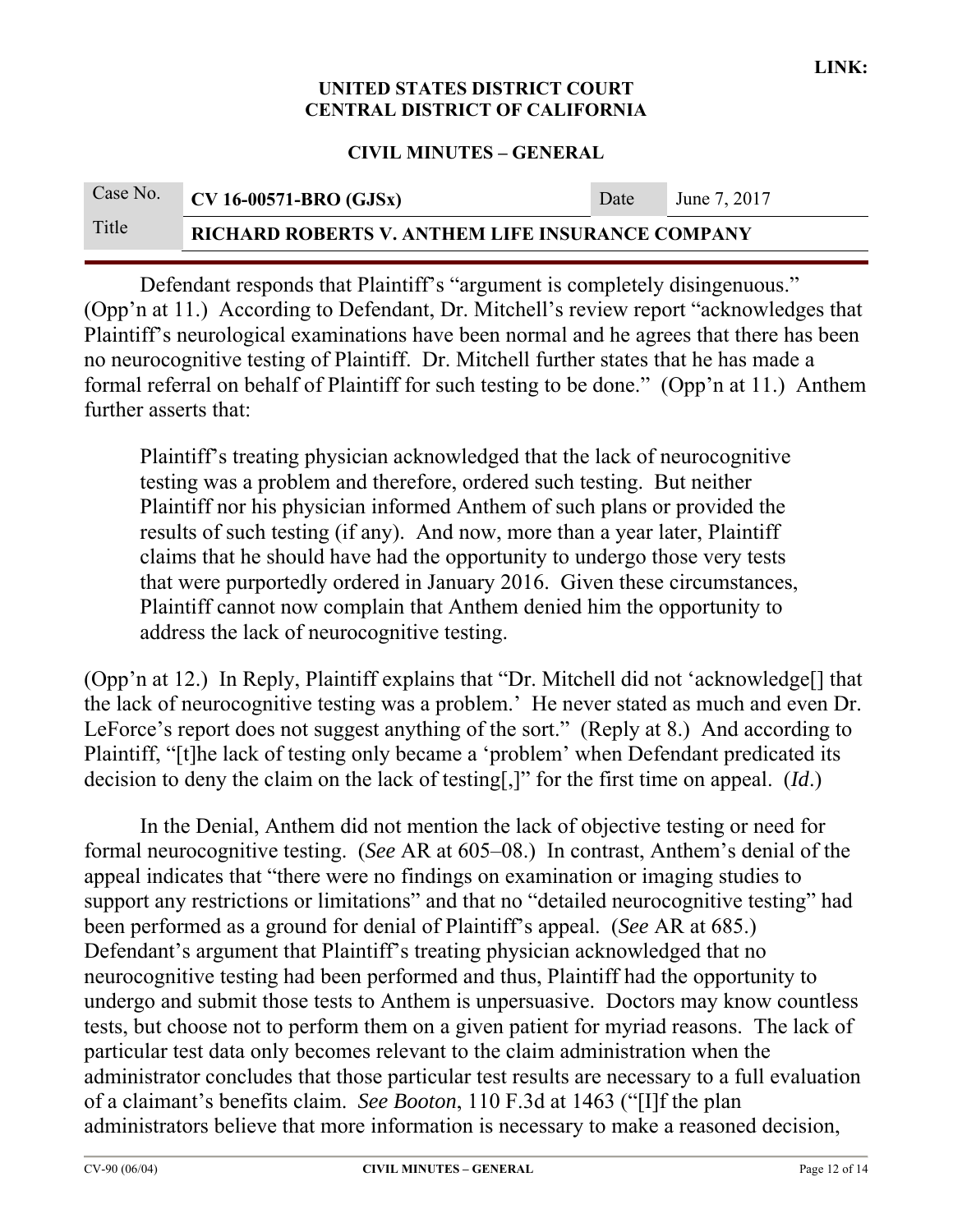Defendant responds that Plaintiff's "argument is completely disingenuous." (Opp'n at 11.) According to Defendant, Dr. Mitchell's review report "acknowledges that Plaintiff's neurological examinations have been normal and he agrees that there has been no neurocognitive testing of Plaintiff. Dr. Mitchell further states that he has made a formal referral on behalf of Plaintiff for such testing to be done." (Opp'n at 11.) Anthem further asserts that:

> Plaintiff's treating physician acknowledged that the lack of neurocognitive testing was a problem and therefore, ordered such testing. But neither Plaintiff nor his physician informed Anthem of such plans or provided the results of such testing (if any). And now, more than a year later, Plaintiff claims that he should have had the opportunity to undergo those very tests that were purportedly ordered in January 2016. Given these circumstances, Plaintiff cannot now complain that Anthem denied him the opportunity to address the lack of neurocognitive testing.

(Opp'n at 12.) In Reply, Plaintiff explains that "Dr. Mitchell did not 'acknowledge[] that the lack of neurocognitive testing was a problem.' He never stated as much and even Dr. LeForce's report does not suggest anything of the sort." (Reply at 8.) And according to Plaintiff, "[t]he lack of testing only became a 'problem' when Defendant predicated its decision to deny the claim on the lack of testing[,]" for the first time on appeal. (*Id*.)

In the Denial, Anthem did not mention the lack of objective testing or need for formal neurocognitive testing. (*See* AR at 605–08.) In contrast, Anthem's denial of the appeal indicates that "there were no findings on examination or imaging studies to support any restrictions or limitations" and that no "detailed neurocognitive testing" had been performed as a ground for denial of Plaintiff's appeal. (*See* AR at 685.) Defendant's argument that Plaintiff's treating physician acknowledged that no neurocognitive testing had been performed and thus, Plaintiff had the opportunity to undergo and submit those tests to Anthem is unpersuasive. Doctors may know countless tests, but choose not to perform them on a given patient for myriad reasons. The lack of particular test data only becomes relevant to the claim administration when the administrator concludes that those particular test results are necessary to a full evaluation of a claimant's benefits claim. *See Booton*, 110 F.3d at 1463 ("[I]f the plan administrators believe that more information is necessary to make a reasoned decision,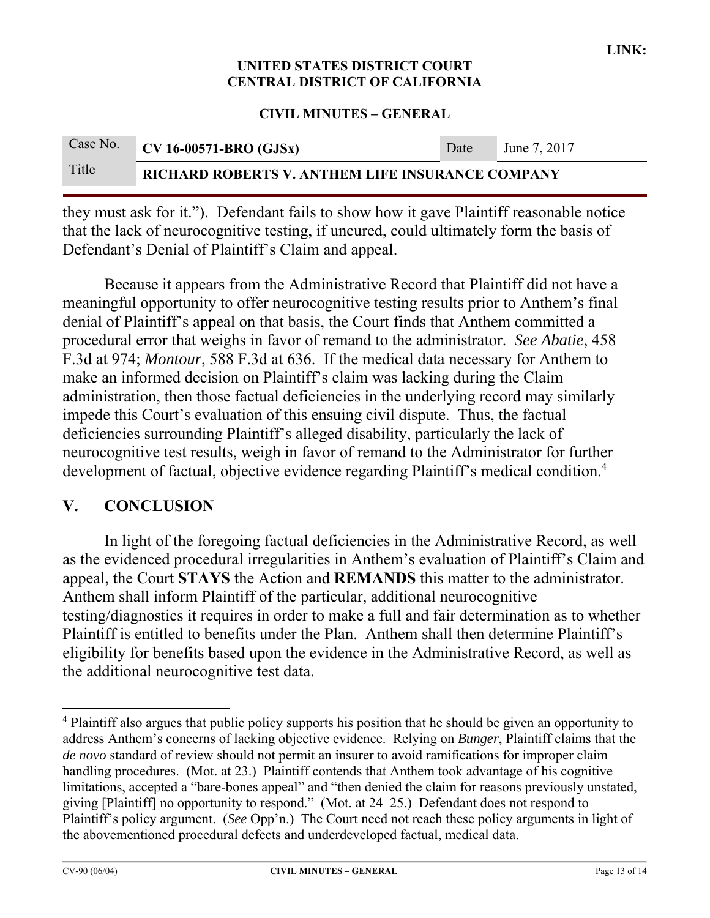they must ask for it."). Defendant fails to show how it gave Plaintiff reasonable notice that the lack of neurocognitive testing, if uncured, could ultimately form the basis of Defendant's Denial of Plaintiff's Claim and appeal.

Because it appears from the Administrative Record that Plaintiff did not have a meaningful opportunity to offer neurocognitive testing results prior to Anthem's final denial of Plaintiff's appeal on that basis, the Court finds that Anthem committed a procedural error that weighs in favor of remand to the administrator. *See Abatie*, 458 F.3d at 974; *Montour*, 588 F.3d at 636. If the medical data necessary for Anthem to make an informed decision on Plaintiff's claim was lacking during the Claim administration, then those factual deficiencies in the underlying record may similarly impede this Court's evaluation of this ensuing civil dispute. Thus, the factual deficiencies surrounding Plaintiff's alleged disability, particularly the lack of neurocognitive test results, weigh in favor of remand to the Administrator for further development of factual, objective evidence regarding Plaintiff's medical condition.[4]

## V. CONCLUSION

In light of the foregoing factual deficiencies in the Administrative Record, as well as the evidenced procedural irregularities in Anthem's evaluation of Plaintiff's Claim and appeal, the Court **STAYS** the Action and **REMANDS** this matter to the administrator. Anthem shall inform Plaintiff of the particular, additional neurocognitive testing/diagnostics it requires in order to make a full and fair determination as to whether Plaintiff is entitled to benefits under the Plan. Anthem shall then determine Plaintiff's eligibility for benefits based upon the evidence in the Administrative Record, as well as the additional neurocognitive test data.

---

[4] Plaintiff also argues that public policy supports his position that he should be given an opportunity to address Anthem's concerns of lacking objective evidence. Relying on *Bunger*, Plaintiff claims that the *de novo* standard of review should not permit an insurer to avoid ramifications for improper claim handling procedures. (Mot. at 23.) Plaintiff contends that Anthem took advantage of his cognitive limitations, accepted a "bare-bones appeal" and "then denied the claim for reasons previously unstated, giving [Plaintiff] no opportunity to respond." (Mot. at 24–25.) Defendant does not respond to Plaintiff's policy argument. (*See* Opp'n.) The Court need not reach these policy arguments in light of the abovementioned procedural defects and underdeveloped factual, medical data.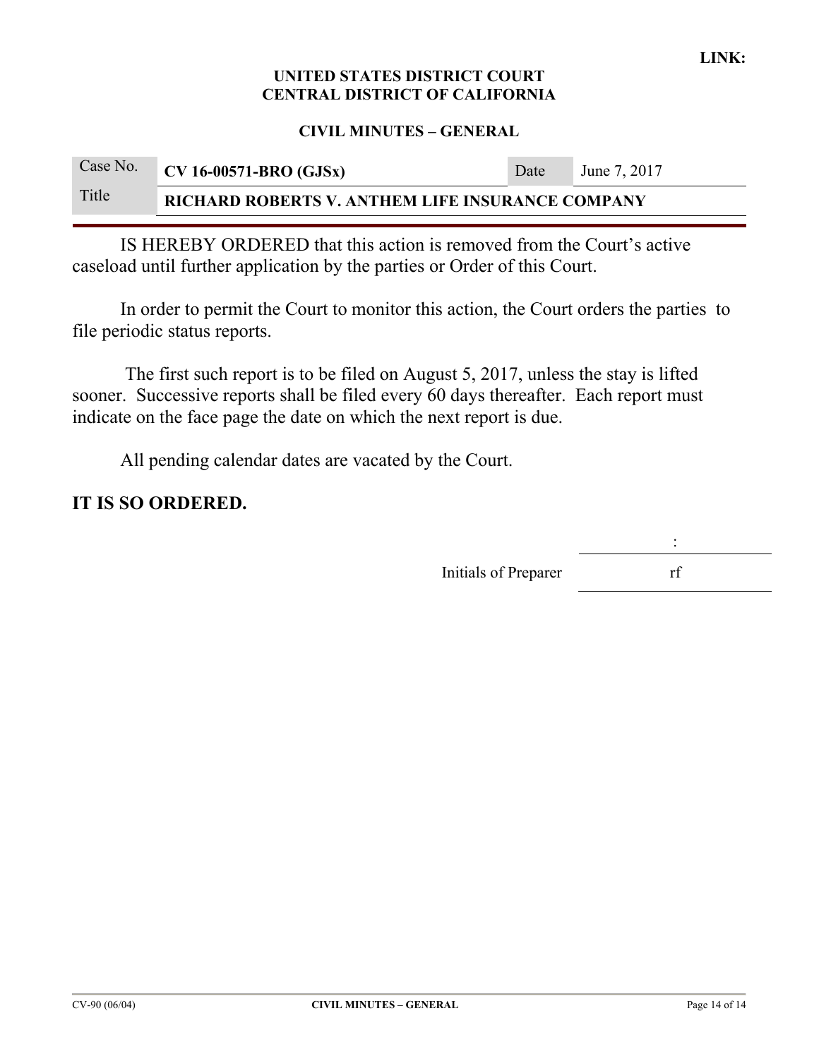**LINK:**

**UNITED STATES DISTRICT COURT**
**CENTRAL DISTRICT OF CALIFORNIA**

**CIVIL MINUTES – GENERAL**

| | | | |
|---|---|---|---|
| Case No. | **CV 16-00571-BRO (GJSx)** | Date | June 7, 2017 |
| Title | **RICHARD ROBERTS V. ANTHEM LIFE INSURANCE COMPANY** | | |

IS HEREBY ORDERED that this action is removed from the Court's active caseload until further application by the parties or Order of this Court.

In order to permit the Court to monitor this action, the Court orders the parties to file periodic status reports.

The first such report is to be filed on August 5, 2017, unless the stay is lifted sooner. Successive reports shall be filed every 60 days thereafter. Each report must indicate on the face page the date on which the next report is due.

All pending calendar dates are vacated by the Court.

**IT IS SO ORDERED.**

:

Initials of Preparer rf